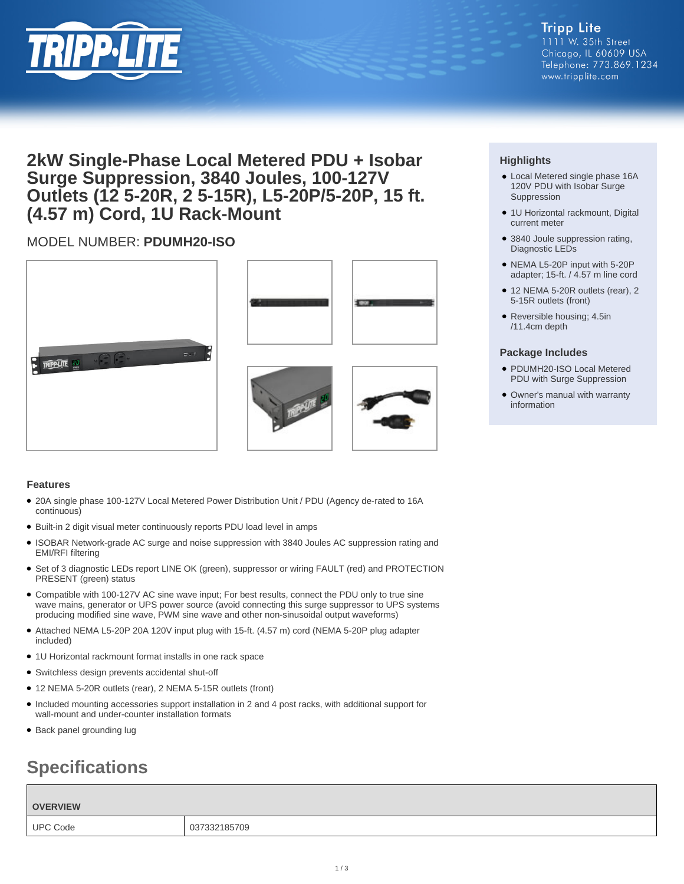Tripp Lite
1111 W. 35th Street
Chicago, IL 60609 USA
Telephone: 773.869.1234
www.tripplite.com

# 2kW Single-Phase Local Metered PDU + Isobar Surge Suppression, 3840 Joules, 100-127V Outlets (12 5-20R, 2 5-15R), L5-20P/5-20P, 15 ft. (4.57 m) Cord, 1U Rack-Mount

MODEL NUMBER: **PDUMH20-ISO**

### Highlights

- Local Metered single phase 16A 120V PDU with Isobar Surge Suppression
- 1U Horizontal rackmount, Digital current meter
- 3840 Joule suppression rating, Diagnostic LEDs
- NEMA L5-20P input with 5-20P adapter; 15-ft. / 4.57 m line cord
- 12 NEMA 5-20R outlets (rear), 2 5-15R outlets (front)
- Reversible housing; 4.5in /11.4cm depth

### Package Includes

- PDUMH20-ISO Local Metered PDU with Surge Suppression
- Owner's manual with warranty information

### Features

- 20A single phase 100-127V Local Metered Power Distribution Unit / PDU (Agency de-rated to 16A continuous)
- Built-in 2 digit visual meter continuously reports PDU load level in amps
- ISOBAR Network-grade AC surge and noise suppression with 3840 Joules AC suppression rating and EMI/RFI filtering
- Set of 3 diagnostic LEDs report LINE OK (green), suppressor or wiring FAULT (red) and PROTECTION PRESENT (green) status
- Compatible with 100-127V AC sine wave input; For best results, connect the PDU only to true sine wave mains, generator or UPS power source (avoid connecting this surge suppressor to UPS systems producing modified sine wave, PWM sine wave and other non-sinusoidal output waveforms)
- Attached NEMA L5-20P 20A 120V input plug with 15-ft. (4.57 m) cord (NEMA 5-20P plug adapter included)
- 1U Horizontal rackmount format installs in one rack space
- Switchless design prevents accidental shut-off
- 12 NEMA 5-20R outlets (rear), 2 NEMA 5-15R outlets (front)
- Included mounting accessories support installation in 2 and 4 post racks, with additional support for wall-mount and under-counter installation formats
- Back panel grounding lug

## Specifications

| OVERVIEW | |
|---|---|
| UPC Code | 037332185709 |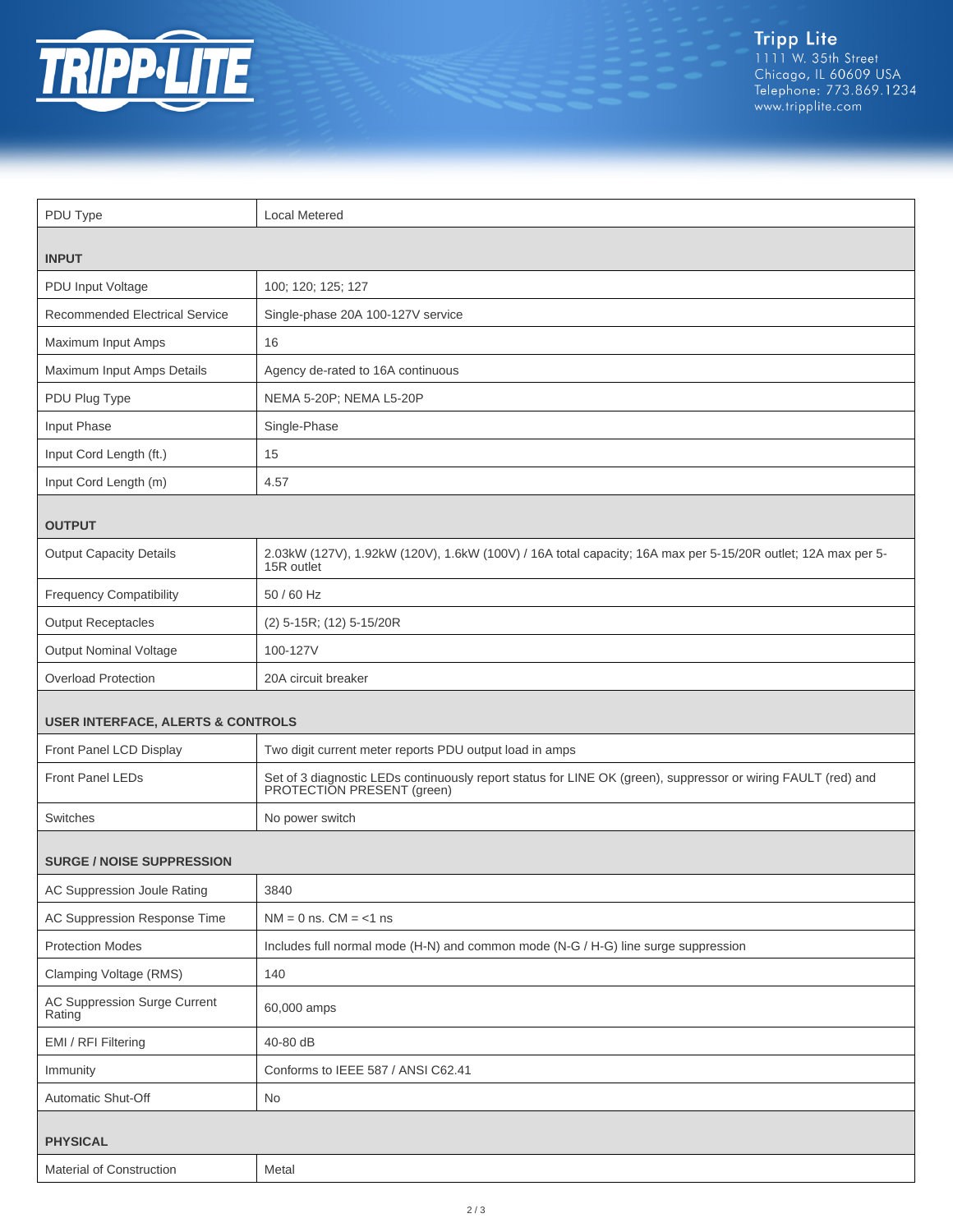| | |
|---|---|
| PDU Type | Local Metered |
| **INPUT** | |
| PDU Input Voltage | 100; 120; 125; 127 |
| Recommended Electrical Service | Single-phase 20A 100-127V service |
| Maximum Input Amps | 16 |
| Maximum Input Amps Details | Agency de-rated to 16A continuous |
| PDU Plug Type | NEMA 5-20P; NEMA L5-20P |
| Input Phase | Single-Phase |
| Input Cord Length (ft.) | 15 |
| Input Cord Length (m) | 4.57 |
| **OUTPUT** | |
| Output Capacity Details | 2.03kW (127V), 1.92kW (120V), 1.6kW (100V) / 16A total capacity; 16A max per 5-15/20R outlet; 12A max per 5-15R outlet |
| Frequency Compatibility | 50 / 60 Hz |
| Output Receptacles | (2) 5-15R; (12) 5-15/20R |
| Output Nominal Voltage | 100-127V |
| Overload Protection | 20A circuit breaker |
| **USER INTERFACE, ALERTS & CONTROLS** | |
| Front Panel LCD Display | Two digit current meter reports PDU output load in amps |
| Front Panel LEDs | Set of 3 diagnostic LEDs continuously report status for LINE OK (green), suppressor or wiring FAULT (red) and PROTECTION PRESENT (green) |
| Switches | No power switch |
| **SURGE / NOISE SUPPRESSION** | |
| AC Suppression Joule Rating | 3840 |
| AC Suppression Response Time | NM = 0 ns. CM = <1 ns |
| Protection Modes | Includes full normal mode (H-N) and common mode (N-G / H-G) line surge suppression |
| Clamping Voltage (RMS) | 140 |
| AC Suppression Surge Current Rating | 60,000 amps |
| EMI / RFI Filtering | 40-80 dB |
| Immunity | Conforms to IEEE 587 / ANSI C62.41 |
| Automatic Shut-Off | No |
| **PHYSICAL** | |
| Material of Construction | Metal |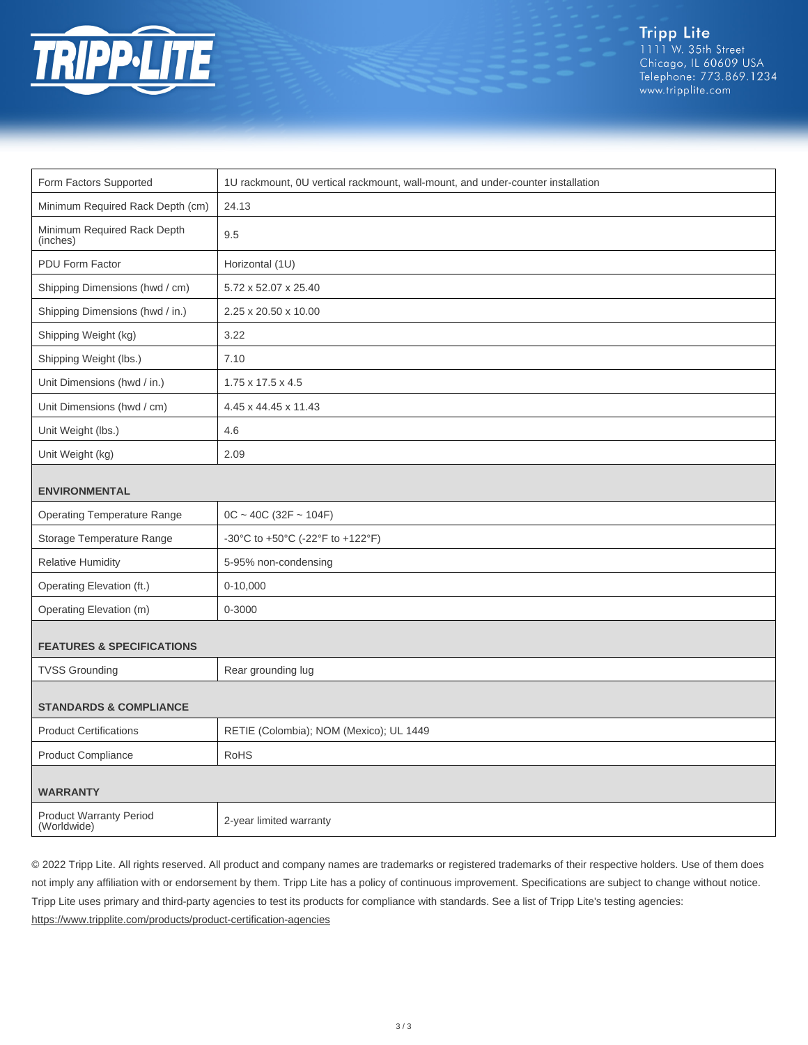| | |
|---|---|
| Form Factors Supported | 1U rackmount, 0U vertical rackmount, wall-mount, and under-counter installation |
| Minimum Required Rack Depth (cm) | 24.13 |
| Minimum Required Rack Depth (inches) | 9.5 |
| PDU Form Factor | Horizontal (1U) |
| Shipping Dimensions (hwd / cm) | 5.72 x 52.07 x 25.40 |
| Shipping Dimensions (hwd / in.) | 2.25 x 20.50 x 10.00 |
| Shipping Weight (kg) | 3.22 |
| Shipping Weight (lbs.) | 7.10 |
| Unit Dimensions (hwd / in.) | 1.75 x 17.5 x 4.5 |
| Unit Dimensions (hwd / cm) | 4.45 x 44.45 x 11.43 |
| Unit Weight (lbs.) | 4.6 |
| Unit Weight (kg) | 2.09 |
| **ENVIRONMENTAL** | |
| Operating Temperature Range | 0C ~ 40C (32F ~ 104F) |
| Storage Temperature Range | -30°C to +50°C (-22°F to +122°F) |
| Relative Humidity | 5-95% non-condensing |
| Operating Elevation (ft.) | 0-10,000 |
| Operating Elevation (m) | 0-3000 |
| **FEATURES & SPECIFICATIONS** | |
| TVSS Grounding | Rear grounding lug |
| **STANDARDS & COMPLIANCE** | |
| Product Certifications | RETIE (Colombia); NOM (Mexico); UL 1449 |
| Product Compliance | RoHS |
| **WARRANTY** | |
| Product Warranty Period (Worldwide) | 2-year limited warranty |

© 2022 Tripp Lite. All rights reserved. All product and company names are trademarks or registered trademarks of their respective holders. Use of them does not imply any affiliation with or endorsement by them. Tripp Lite has a policy of continuous improvement. Specifications are subject to change without notice. Tripp Lite uses primary and third-party agencies to test its products for compliance with standards. See a list of Tripp Lite's testing agencies: https://www.tripplite.com/products/product-certification-agencies